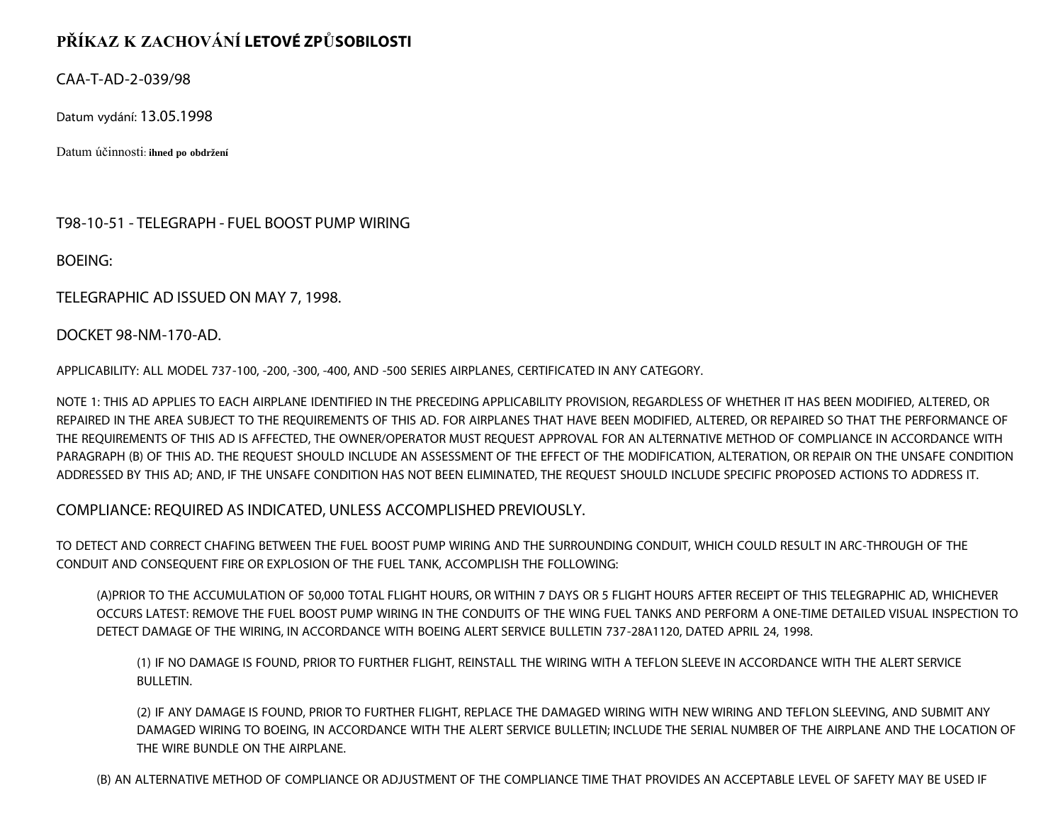# PŘÍKAZ K ZACHOVÁNÍ LETOVÉ ZPŮSOBILOSTI

CAA-T-AD-2-039/98

Datum vydání: 13.05.1998

Datum účinnosti: **ihned po obdržení**

T98-10-51 - TELEGRAPH - FUEL BOOST PUMP WIRING

BOEING:

TELEGRAPHIC AD ISSUED ON MAY 7, 1998.

DOCKET 98-NM-170-AD.

APPLICABILITY: ALL MODEL 737-100, -200, -300, -400, AND -500 SERIES AIRPLANES, CERTIFICATED IN ANY CATEGORY.

NOTE 1: THIS AD APPLIES TO EACH AIRPLANE IDENTIFIED IN THE PRECEDING APPLICABILITY PROVISION, REGARDLESS OF WHETHER IT HAS BEEN MODIFIED, ALTERED, OR REPAIRED IN THE AREA SUBJECT TO THE REQUIREMENTS OF THIS AD. FOR AIRPLANES THAT HAVE BEEN MODIFIED, ALTERED, OR REPAIRED SO THAT THE PERFORMANCE OF THE REQUIREMENTS OF THIS AD IS AFFECTED, THE OWNER/OPERATOR MUST REQUEST APPROVAL FOR AN ALTERNATIVE METHOD OF COMPLIANCE IN ACCORDANCE WITH PARAGRAPH (B) OF THIS AD. THE REQUEST SHOULD INCLUDE AN ASSESSMENT OF THE EFFECT OF THE MODIFICATION, ALTERATION, OR REPAIR ON THE UNSAFE CONDITION ADDRESSED BY THIS AD; AND, IF THE UNSAFE CONDITION HAS NOT BEEN ELIMINATED, THE REQUEST SHOULD INCLUDE SPECIFIC PROPOSED ACTIONS TO ADDRESS IT.

COMPLIANCE: REQUIRED AS INDICATED, UNLESS ACCOMPLISHED PREVIOUSLY.

TO DETECT AND CORRECT CHAFING BETWEEN THE FUEL BOOST PUMP WIRING AND THE SURROUNDING CONDUIT, WHICH COULD RESULT IN ARC-THROUGH OF THE CONDUIT AND CONSEQUENT FIRE OR EXPLOSION OF THE FUEL TANK, ACCOMPLISH THE FOLLOWING:

(A)PRIOR TO THE ACCUMULATION OF 50,000 TOTAL FLIGHT HOURS, OR WITHIN 7 DAYS OR 5 FLIGHT HOURS AFTER RECEIPT OF THIS TELEGRAPHIC AD, WHICHEVER OCCURS LATEST: REMOVE THE FUEL BOOST PUMP WIRING IN THE CONDUITS OF THE WING FUEL TANKS AND PERFORM A ONE-TIME DETAILED VISUAL INSPECTION TO DETECT DAMAGE OF THE WIRING, IN ACCORDANCE WITH BOEING ALERT SERVICE BULLETIN 737-28A1120, DATED APRIL 24, 1998.

(1) IF NO DAMAGE IS FOUND, PRIOR TO FURTHER FLIGHT, REINSTALL THE WIRING WITH A TEFLON SLEEVE IN ACCORDANCE WITH THE ALERT SERVICE BULLETIN.

(2) IF ANY DAMAGE IS FOUND, PRIOR TO FURTHER FLIGHT, REPLACE THE DAMAGED WIRING WITH NEW WIRING AND TEFLON SLEEVING, AND SUBMIT ANY DAMAGED WIRING TO BOEING, IN ACCORDANCE WITH THE ALERT SERVICE BULLETIN; INCLUDE THE SERIAL NUMBER OF THE AIRPLANE AND THE LOCATION OF THE WIRE BUNDLE ON THE AIRPLANE.

(B) AN ALTERNATIVE METHOD OF COMPLIANCE OR ADJUSTMENT OF THE COMPLIANCE TIME THAT PROVIDES AN ACCEPTABLE LEVEL OF SAFETY MAY BE USED IF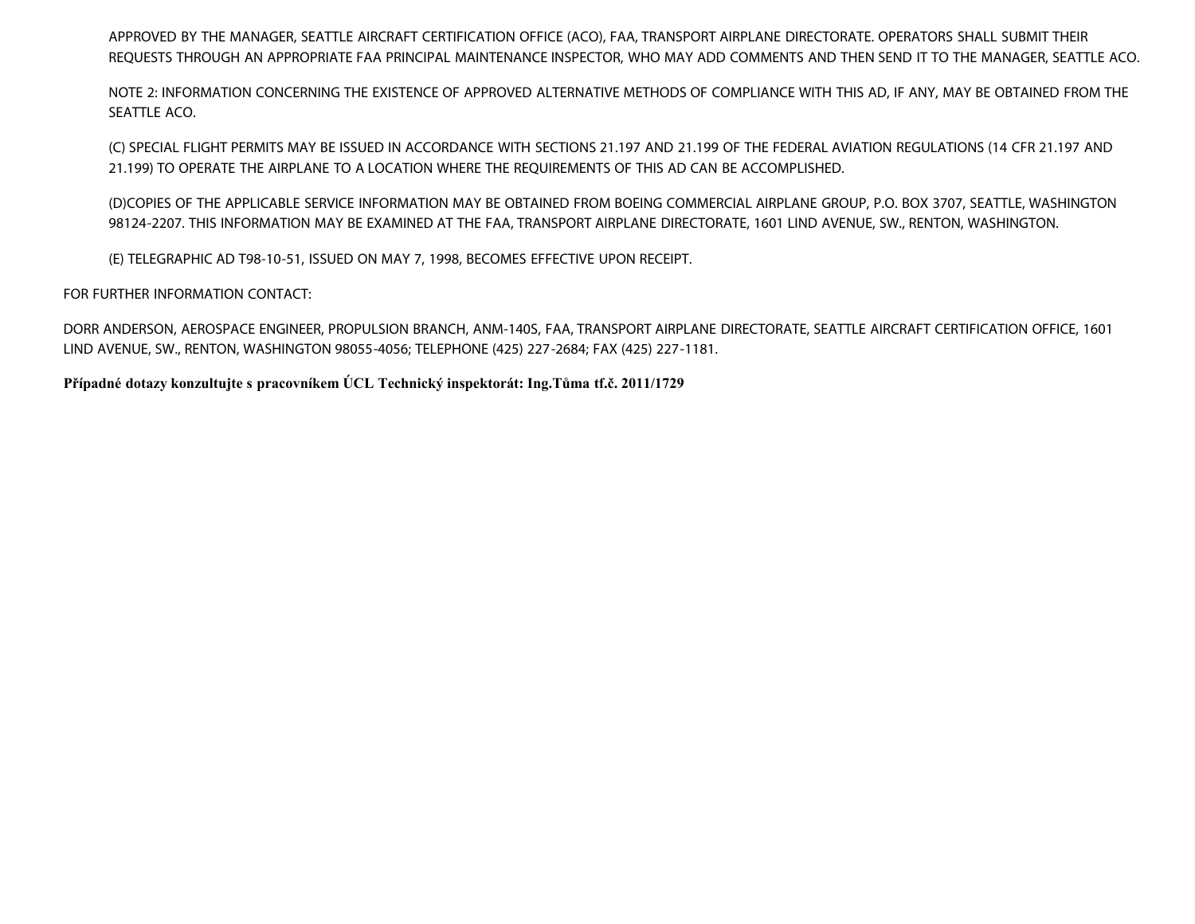APPROVED BY THE MANAGER, SEATTLE AIRCRAFT CERTIFICATION OFFICE (ACO), FAA, TRANSPORT AIRPLANE DIRECTORATE. OPERATORS SHALL SUBMIT THEIR REQUESTS THROUGH AN APPROPRIATE FAA PRINCIPAL MAINTENANCE INSPECTOR, WHO MAY ADD COMMENTS AND THEN SEND IT TO THE MANAGER, SEATTLE ACO.

NOTE 2: INFORMATION CONCERNING THE EXISTENCE OF APPROVED ALTERNATIVE METHODS OF COMPLIANCE WITH THIS AD, IF ANY, MAY BE OBTAINED FROM THE SEATTLE ACO.

(C) SPECIAL FLIGHT PERMITS MAY BE ISSUED IN ACCORDANCE WITH SECTIONS 21.197 AND 21.199 OF THE FEDERAL AVIATION REGULATIONS (14 CFR 21.197 AND 21.199) TO OPERATE THE AIRPLANE TO A LOCATION WHERE THE REQUIREMENTS OF THIS AD CAN BE ACCOMPLISHED.

(D)COPIES OF THE APPLICABLE SERVICE INFORMATION MAY BE OBTAINED FROM BOEING COMMERCIAL AIRPLANE GROUP, P.O. BOX 3707, SEATTLE, WASHINGTON 98124-2207. THIS INFORMATION MAY BE EXAMINED AT THE FAA, TRANSPORT AIRPLANE DIRECTORATE, 1601 LIND AVENUE, SW., RENTON, WASHINGTON.

(E) TELEGRAPHIC AD T98-10-51, ISSUED ON MAY 7, 1998, BECOMES EFFECTIVE UPON RECEIPT.

FOR FURTHER INFORMATION CONTACT:

DORR ANDERSON, AEROSPACE ENGINEER, PROPULSION BRANCH, ANM-140S, FAA, TRANSPORT AIRPLANE DIRECTORATE, SEATTLE AIRCRAFT CERTIFICATION OFFICE, 1601 LIND AVENUE, SW., RENTON, WASHINGTON 98055-4056; TELEPHONE (425) 227-2684; FAX (425) 227-1181.

**Případné dotazy konzultujte s pracovníkem ÚCL Technický inspektorát: Ing.Tůma tf.č. 2011/1729**